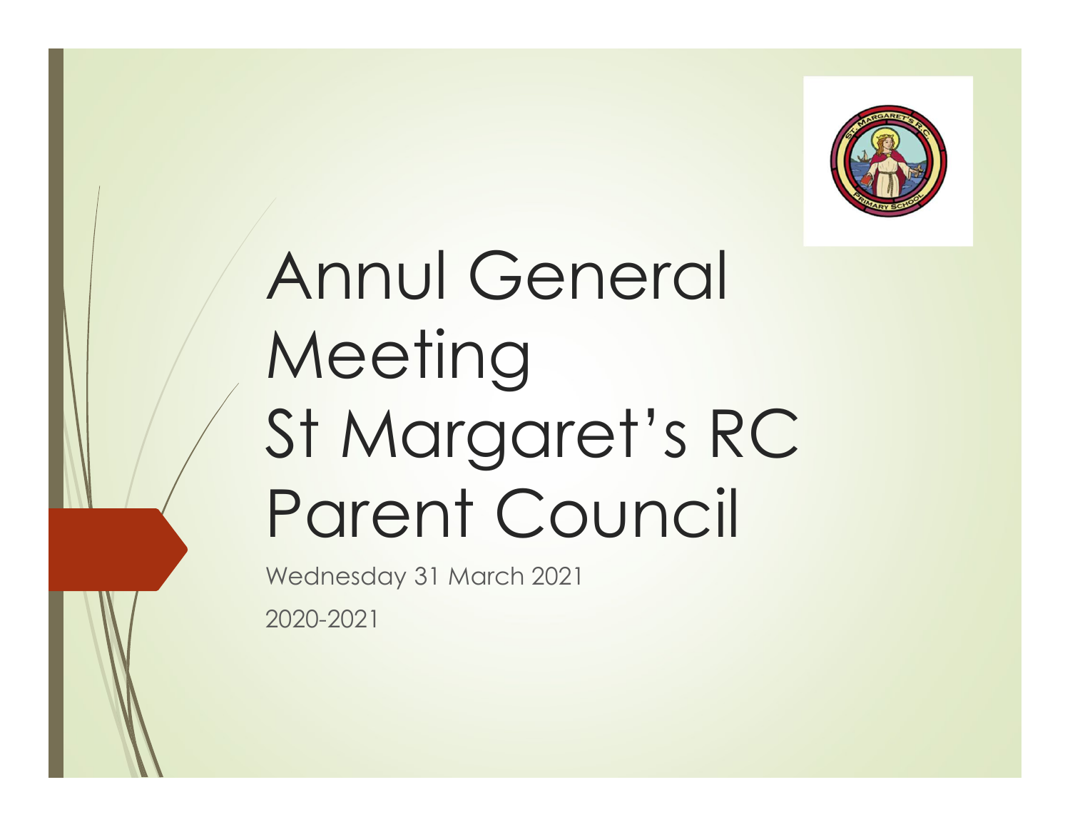# Annul General Meeting St Margaret's RC Parent Council

Wednesday 31 March 2021

2020-2021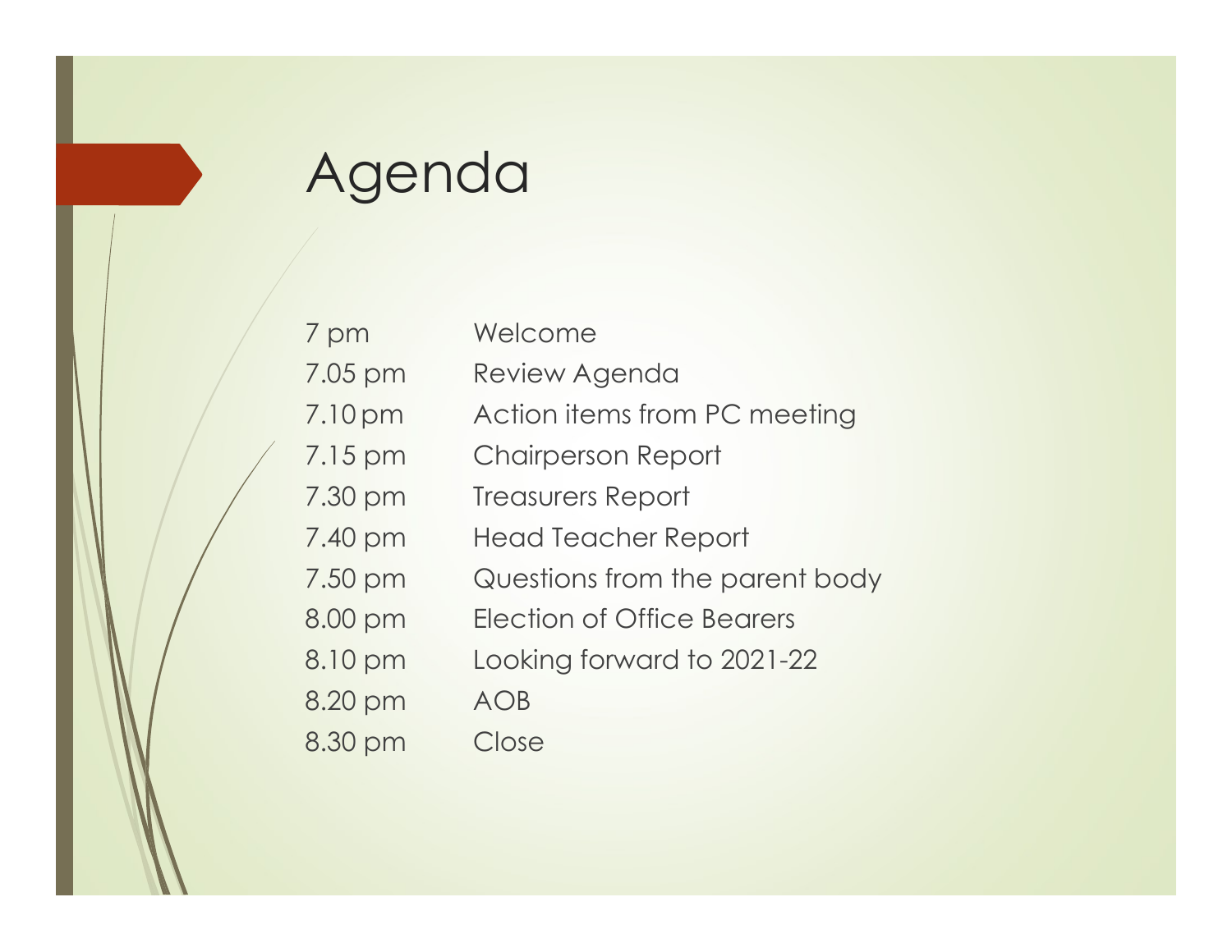# Agenda

| | |
|---|---|
| 7 pm | Welcome |
| 7.05 pm | Review Agenda |
| 7.10 pm | Action items from PC meeting |
| 7.15 pm | Chairperson Report |
| 7.30 pm | Treasurers Report |
| 7.40 pm | Head Teacher Report |
| 7.50 pm | Questions from the parent body |
| 8.00 pm | Election of Office Bearers |
| 8.10 pm | Looking forward to 2021-22 |
| 8.20 pm | AOB |
| 8.30 pm | Close |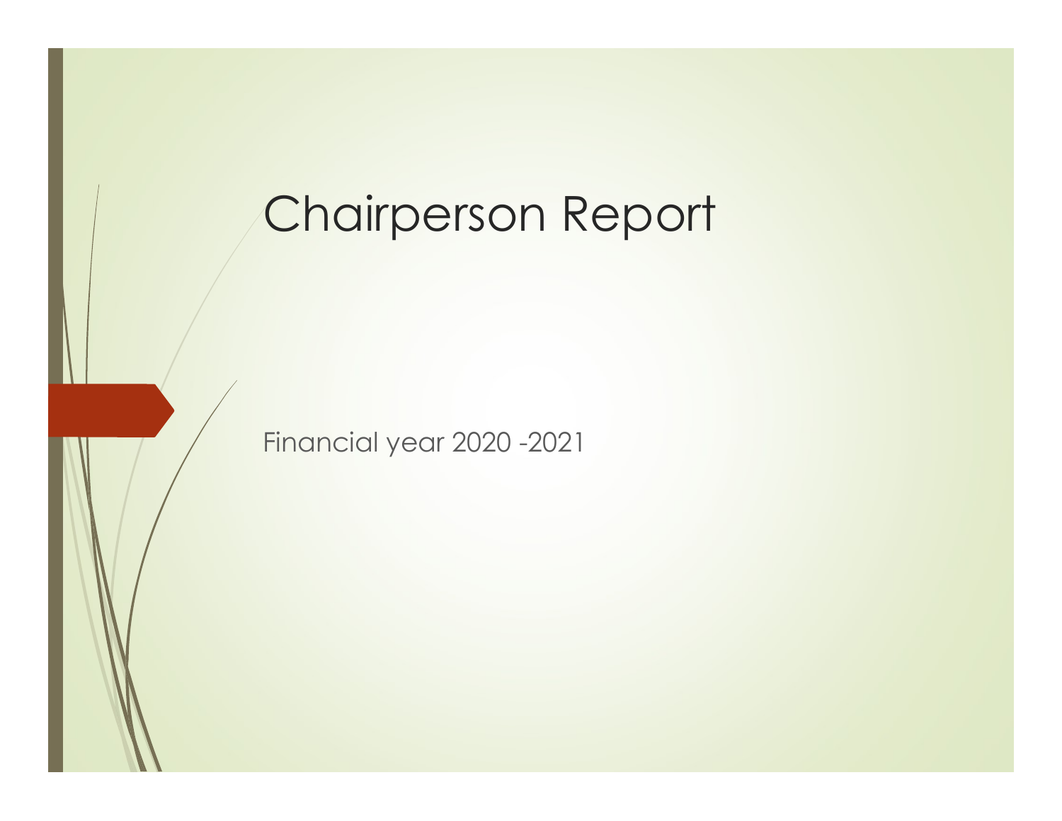# Chairperson Report

Financial year 2020 -2021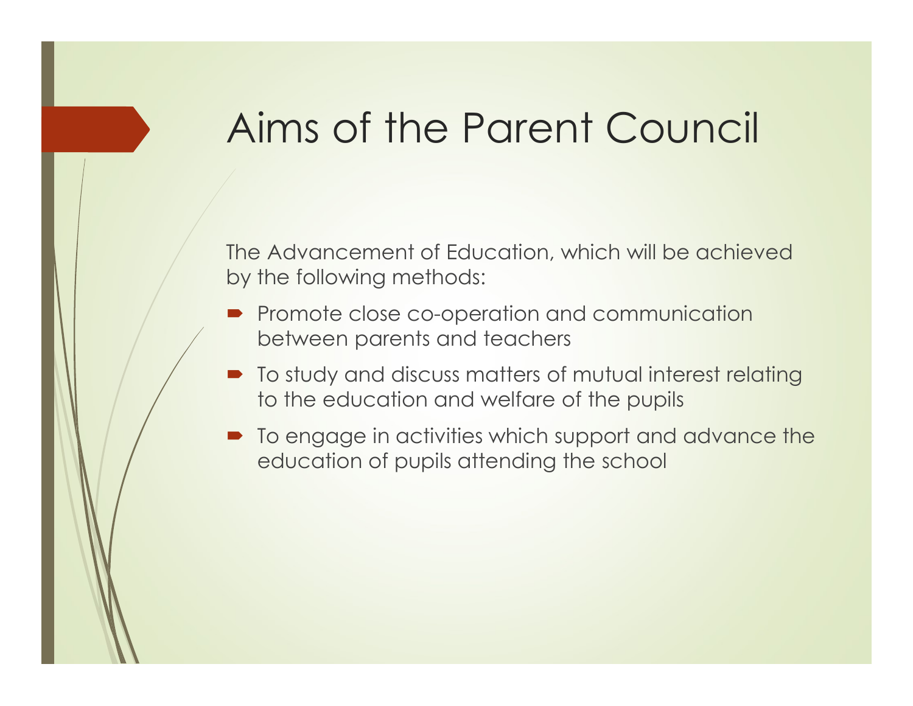# Aims of the Parent Council

The Advancement of Education, which will be achieved by the following methods:

- Promote close co-operation and communication between parents and teachers
- To study and discuss matters of mutual interest relating to the education and welfare of the pupils
- To engage in activities which support and advance the education of pupils attending the school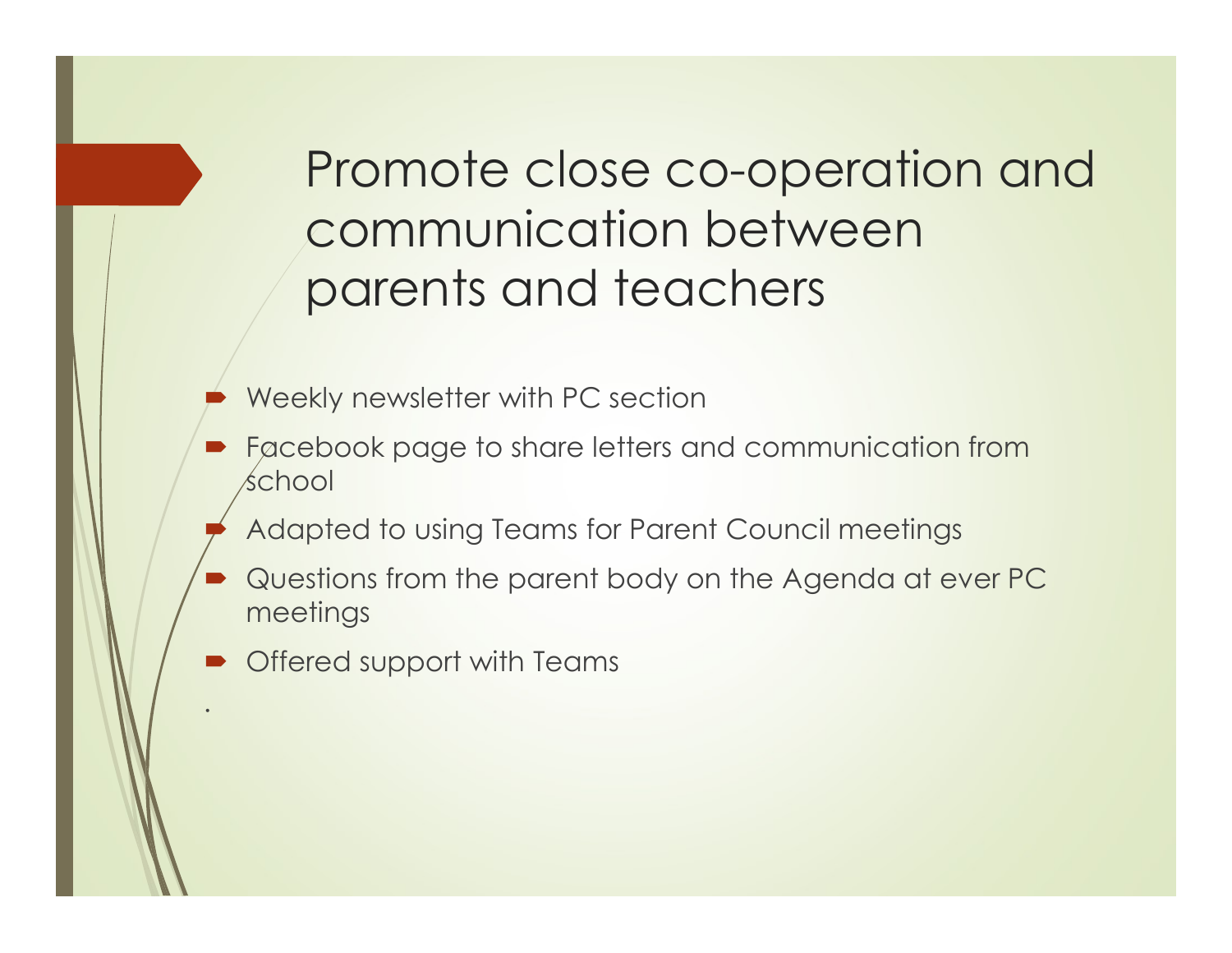# Promote close co-operation and communication between parents and teachers

- Weekly newsletter with PC section
- Facebook page to share letters and communication from school
- Adapted to using Teams for Parent Council meetings
- Questions from the parent body on the Agenda at ever PC meetings
- Offered support with Teams

.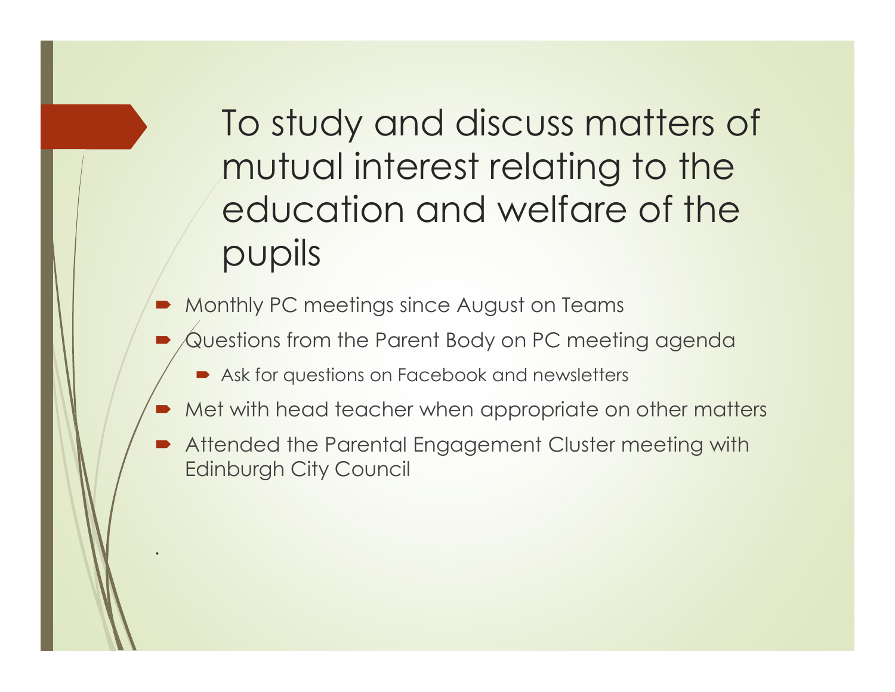# To study and discuss matters of mutual interest relating to the education and welfare of the pupils

- Monthly PC meetings since August on Teams
- Questions from the Parent Body on PC meeting agenda
  - Ask for questions on Facebook and newsletters
- Met with head teacher when appropriate on other matters
- Attended the Parental Engagement Cluster meeting with Edinburgh City Council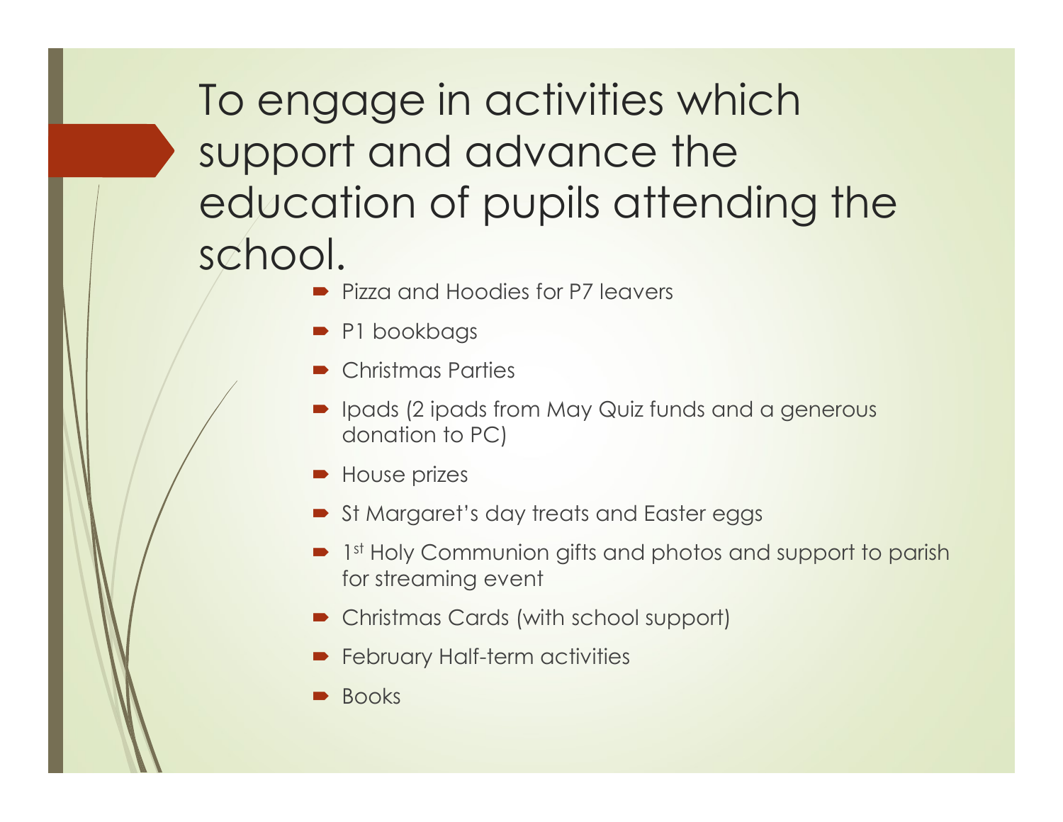# To engage in activities which support and advance the education of pupils attending the school.

- Pizza and Hoodies for P7 leavers
- P1 bookbags
- Christmas Parties
- Ipads (2 ipads from May Quiz funds and a generous donation to PC)
- House prizes
- St Margaret's day treats and Easter eggs
- 1st Holy Communion gifts and photos and support to parish for streaming event
- Christmas Cards (with school support)
- February Half-term activities
- Books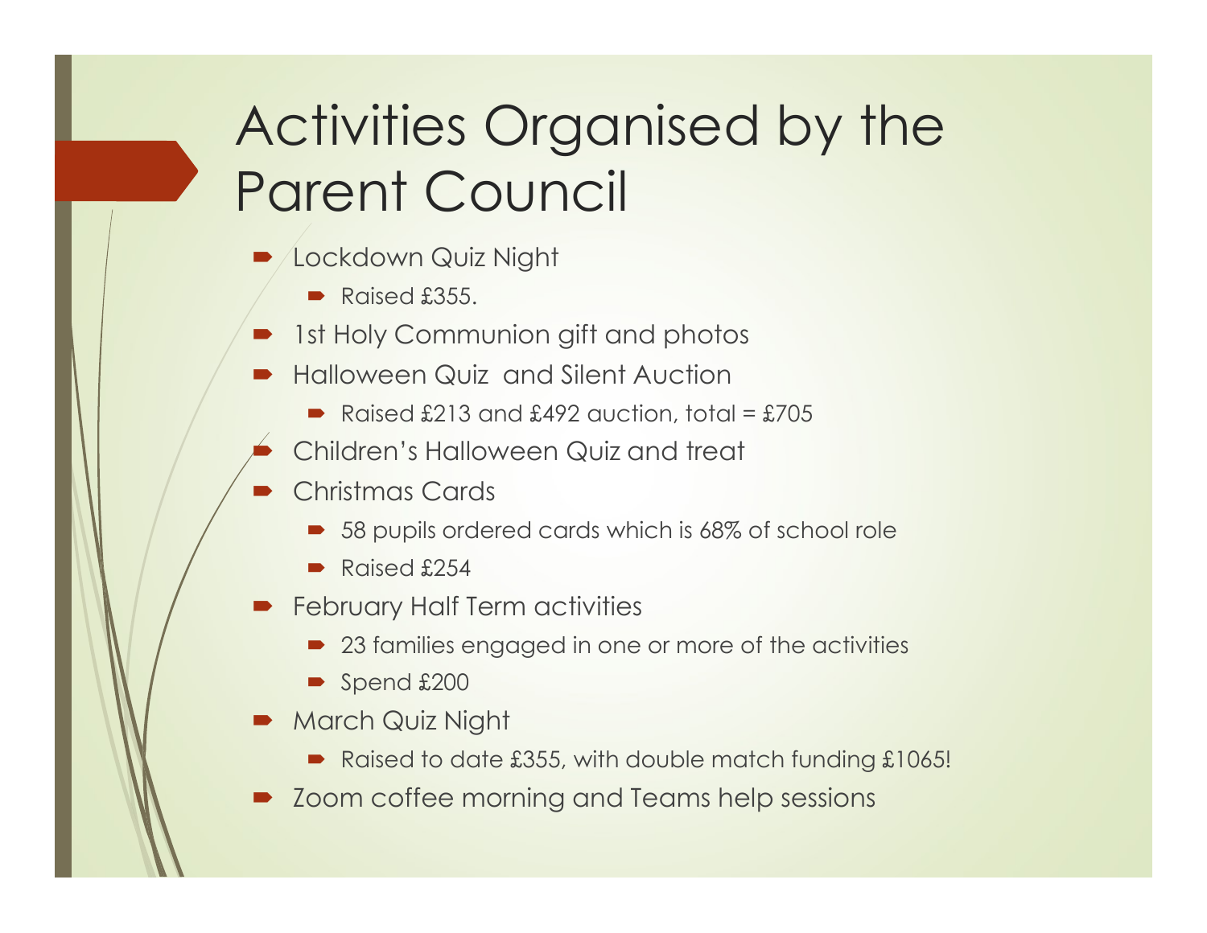# Activities Organised by the Parent Council

- Lockdown Quiz Night
  - Raised £355.
- 1st Holy Communion gift and photos
- Halloween Quiz and Silent Auction
  - Raised £213 and £492 auction, total = £705
- Children's Halloween Quiz and treat
- Christmas Cards
  - 58 pupils ordered cards which is 68% of school role
  - Raised £254
- February Half Term activities
  - 23 families engaged in one or more of the activities
  - Spend £200
- March Quiz Night
  - Raised to date £355, with double match funding £1065!
- Zoom coffee morning and Teams help sessions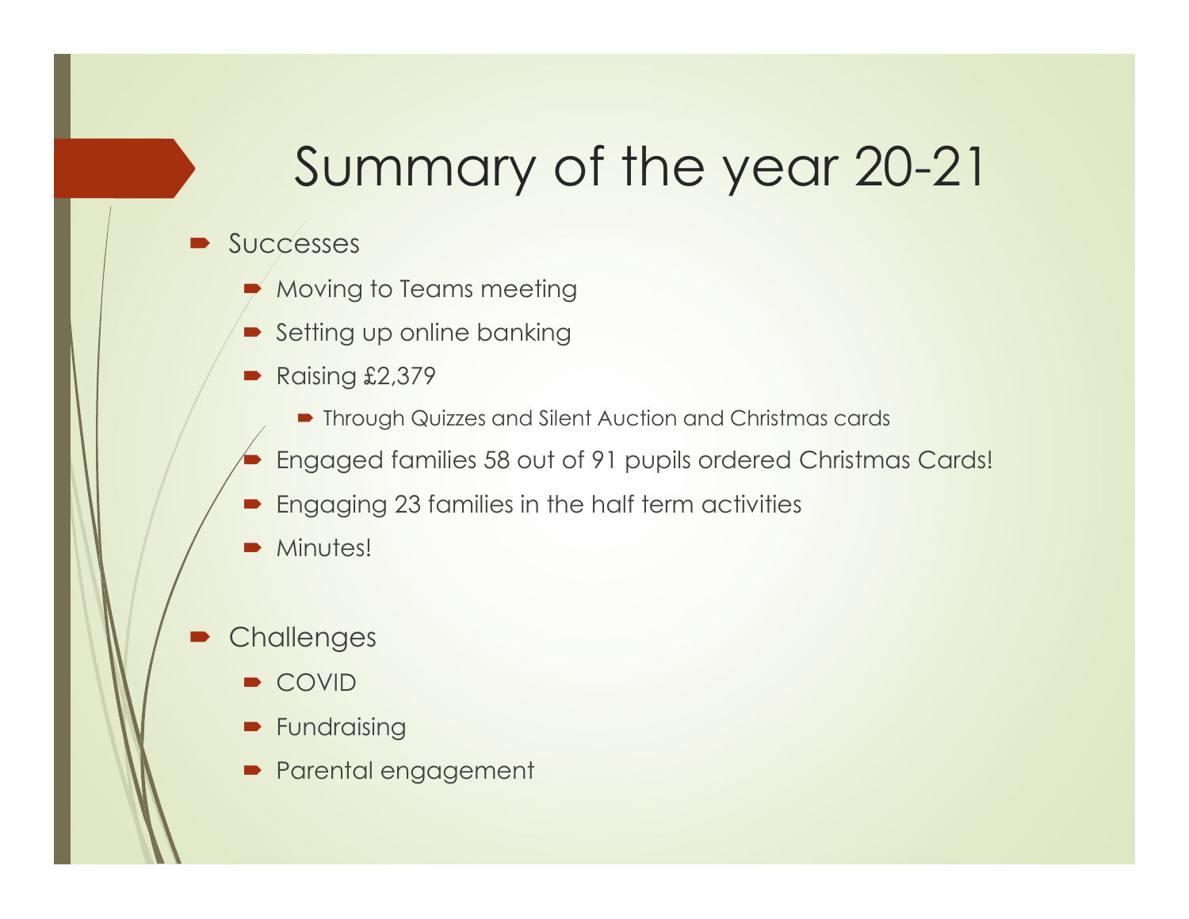# Summary of the year 20-21

- Successes
  - Moving to Teams meeting
  - Setting up online banking
  - Raising £2,379
    - Through Quizzes and Silent Auction and Christmas cards
  - Engaged families 58 out of 91 pupils ordered Christmas Cards!
  - Engaging 23 families in the half term activities
  - Minutes!

- Challenges
  - COVID
  - Fundraising
  - Parental engagement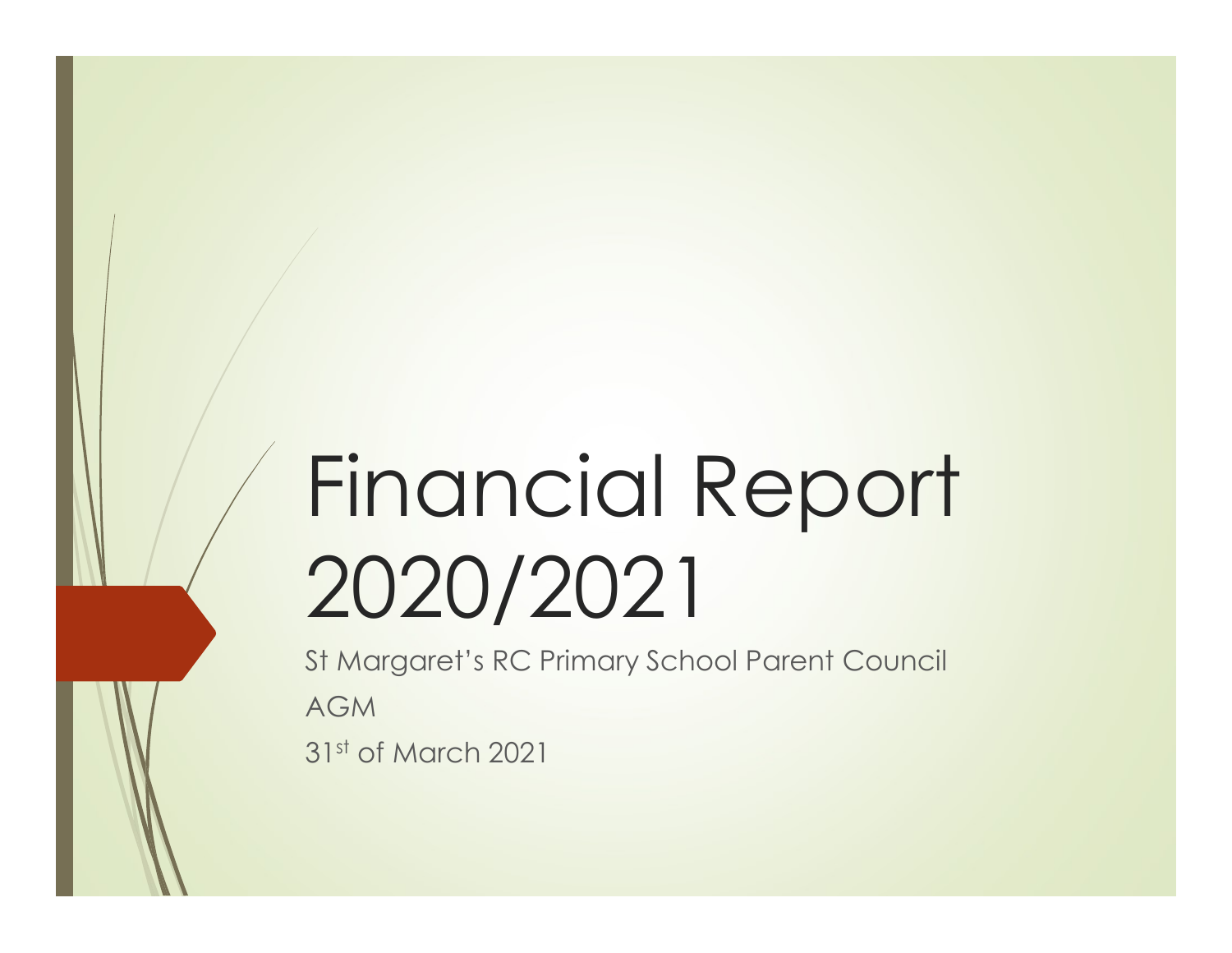# Financial Report 2020/2021

St Margaret's RC Primary School Parent Council

AGM

31st of March 2021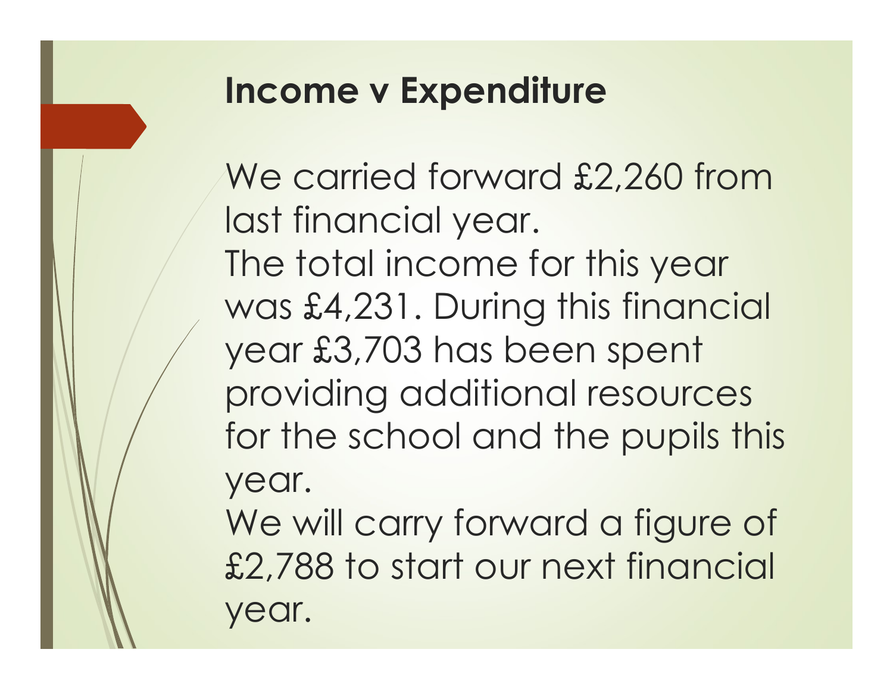## Income v Expenditure

We carried forward £2,260 from last financial year.
The total income for this year was £4,231. During this financial year £3,703 has been spent providing additional resources for the school and the pupils this year.
We will carry forward a figure of £2,788 to start our next financial year.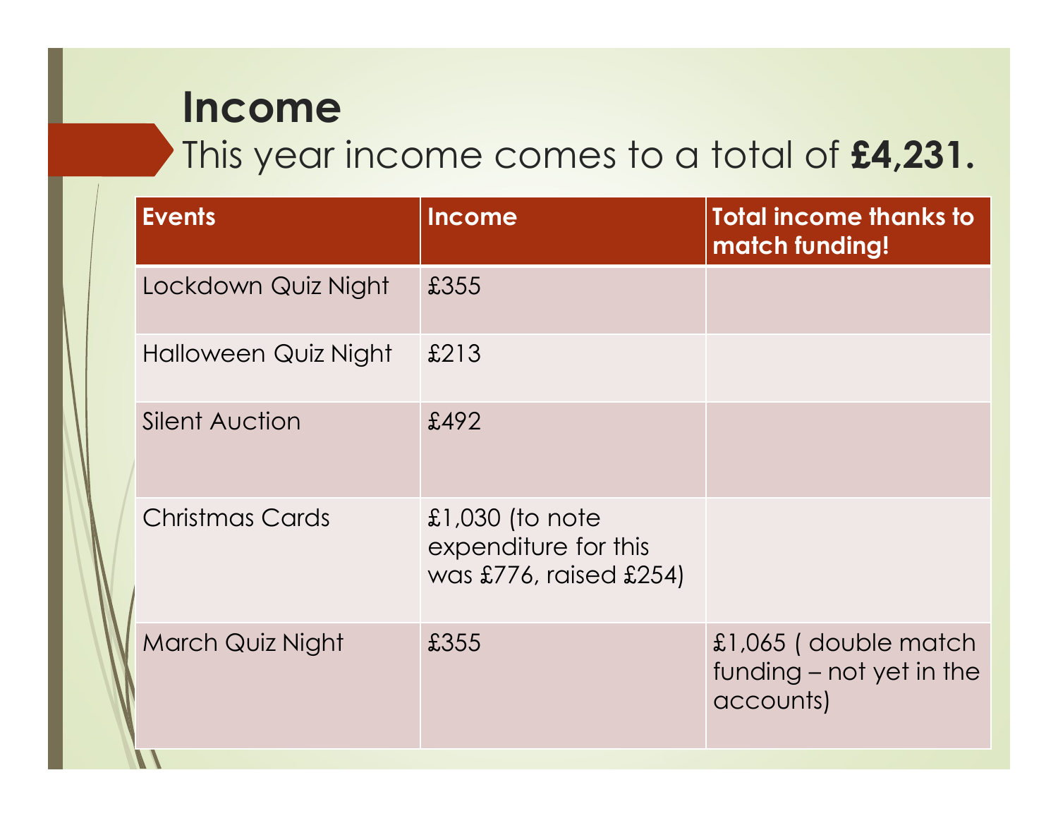# Income

This year income comes to a total of **£4,231.**

| Events | Income | Total income thanks to match funding! |
| --- | --- | --- |
| Lockdown Quiz Night | £355 | |
| Halloween Quiz Night | £213 | |
| Silent Auction | £492 | |
| Christmas Cards | £1,030 (to note expenditure for this was £776, raised £254) | |
| March Quiz Night | £355 | £1,065 ( double match funding – not yet in the accounts) |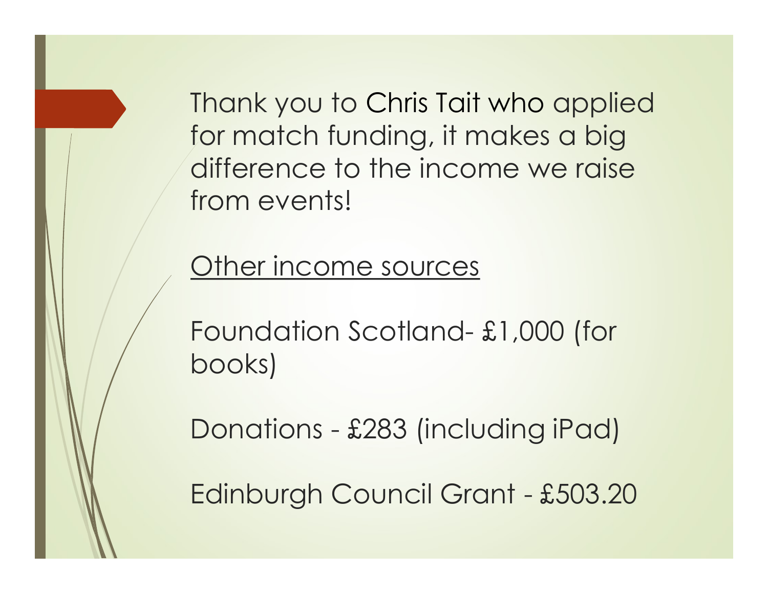Thank you to Chris Tait who applied for match funding, it makes a big difference to the income we raise from events!

<u>Other income sources</u>

Foundation Scotland- £1,000 (for books)

Donations - £283 (including iPad)

Edinburgh Council Grant - £503.20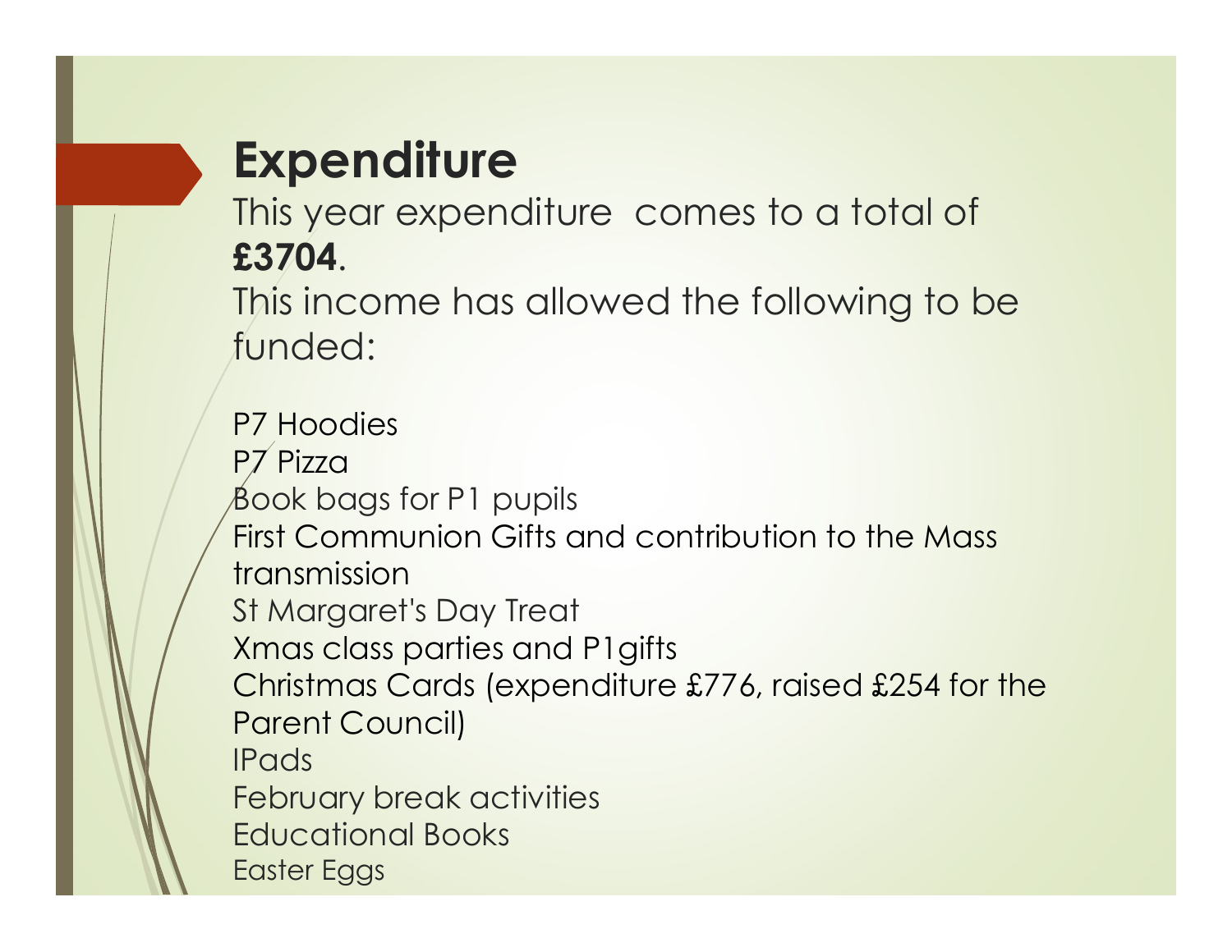## Expenditure

This year expenditure  comes to a total of **£3704**.

This income has allowed the following to be funded:

P7 Hoodies
P7 Pizza
Book bags for P1 pupils
First Communion Gifts and contribution to the Mass transmission
St Margaret's Day Treat
Xmas class parties and P1gifts
Christmas Cards (expenditure £776, raised £254 for the Parent Council)
IPads
February break activities
Educational Books
Easter Eggs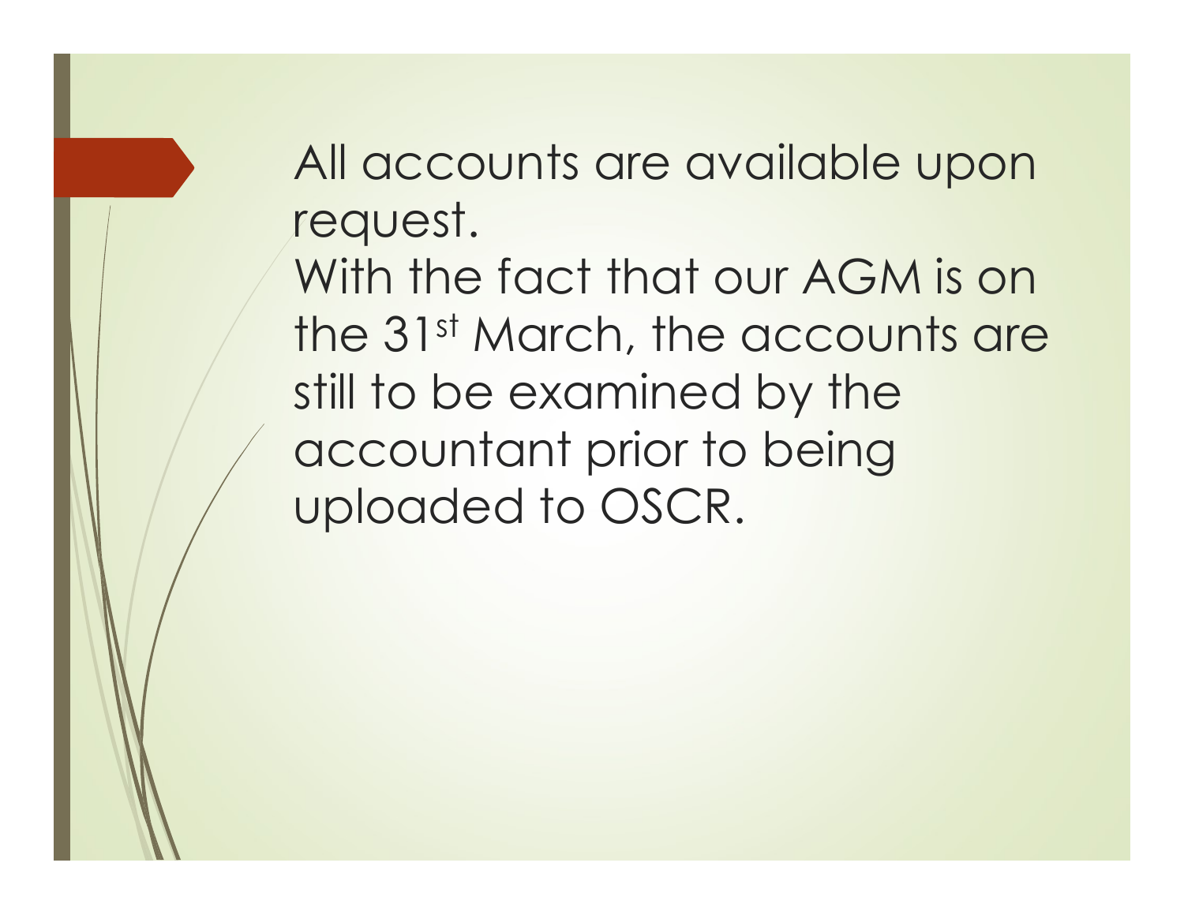All accounts are available upon request.
With the fact that our AGM is on the 31st March, the accounts are still to be examined by the accountant prior to being uploaded to OSCR.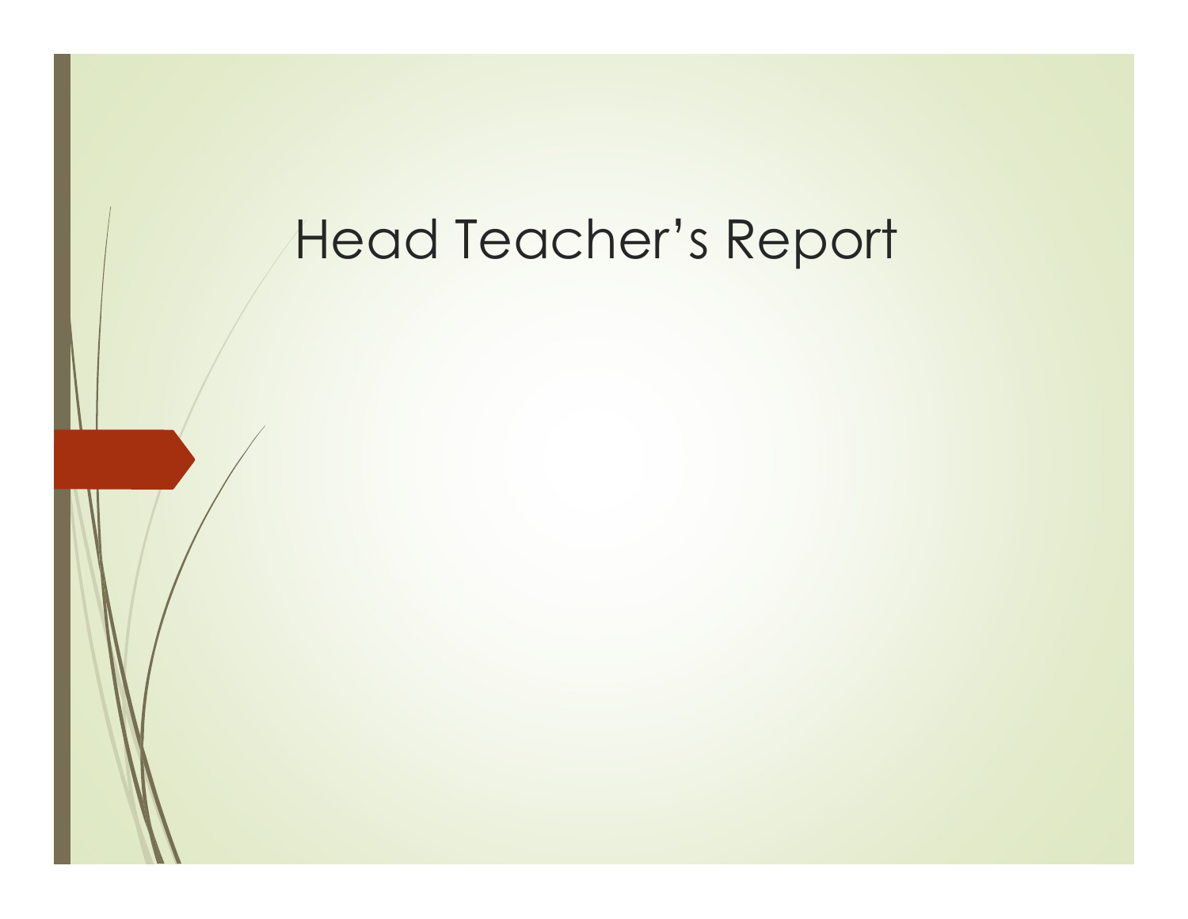# Head Teacher’s Report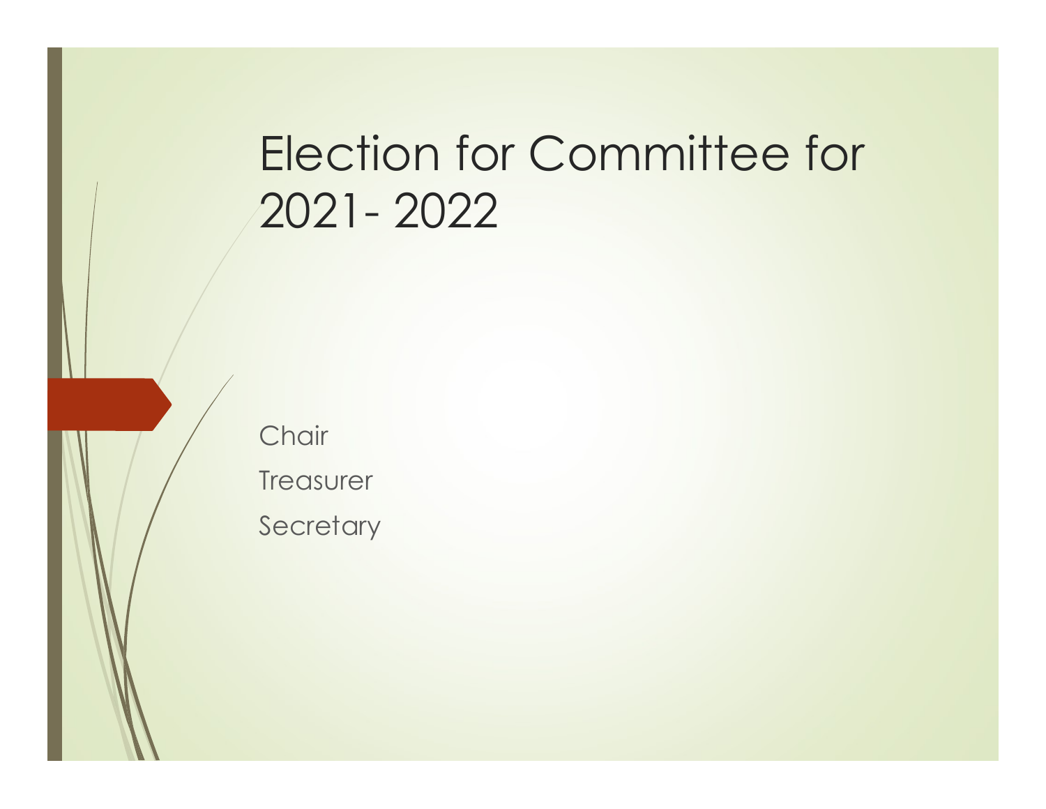# Election for Committee for 2021- 2022

Chair

Treasurer

Secretary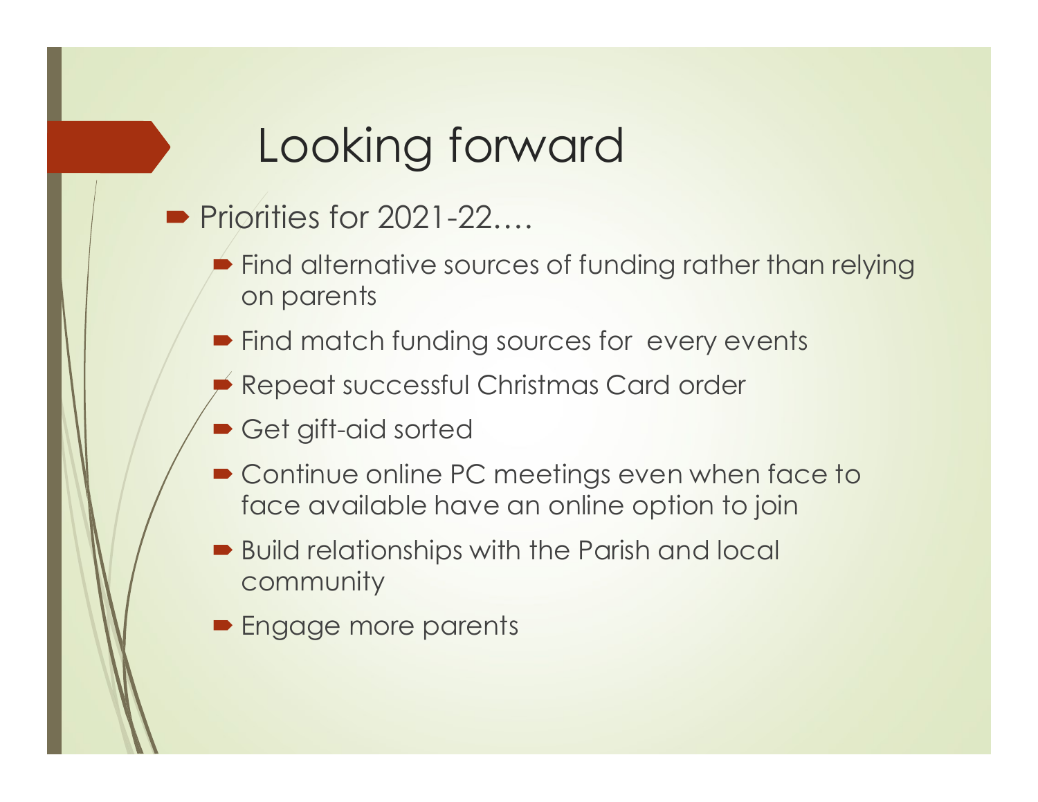# Looking forward

- Priorities for 2021-22….
  - Find alternative sources of funding rather than relying on parents
  - Find match funding sources for every events
  - Repeat successful Christmas Card order
  - Get gift-aid sorted
  - Continue online PC meetings even when face to face available have an online option to join
  - Build relationships with the Parish and local community
  - Engage more parents